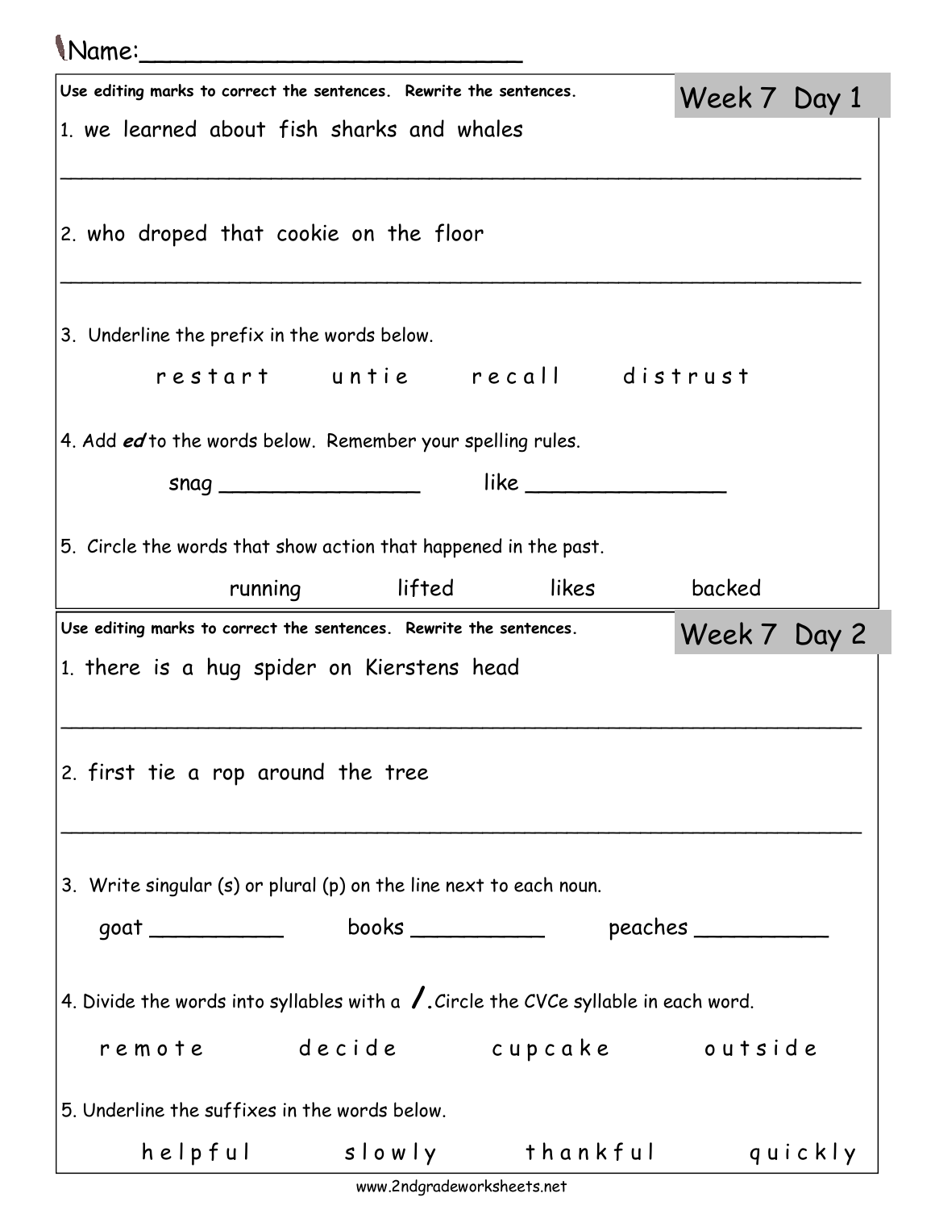Name:\_\_\_\_\_\_\_\_\_\_\_\_\_\_\_\_\_\_\_\_\_\_\_\_\_\_\_

## Week 7 Day 1

**Use editing marks to correct the sentences. Rewrite the sentences.**

1. we learned about fish sharks and whales

___________________________________________________________________

2. who droped that cookie on the floor

___________________________________________________________________

3. Underline the prefix in the words below.

   r e s t a r t  u n t i e  r e c a l l  d i s t r u s t

4. Add ***ed*** to the words below. Remember your spelling rules.

   snag ________________  like ________________

5. Circle the words that show action that happened in the past.

   running  lifted  likes  backed

## Week 7 Day 2

**Use editing marks to correct the sentences. Rewrite the sentences.**

1. there is a hug spider on Kierstens head

___________________________________________________________________

2. first tie a rop around the tree

___________________________________________________________________

3. Write singular (s) or plural (p) on the line next to each noun.

   goat ___________  books ___________  peaches ___________

4. Divide the words into syllables with a **/**. Circle the CVCe syllable in each word.

   r e m o t e  d e c i d e  c u p c a k e  o u t s i d e

5. Underline the suffixes in the words below.

   h e l p f u l  s l o w l y  t h a n k f u l  q u i c k l y

www.2ndgradeworksheets.net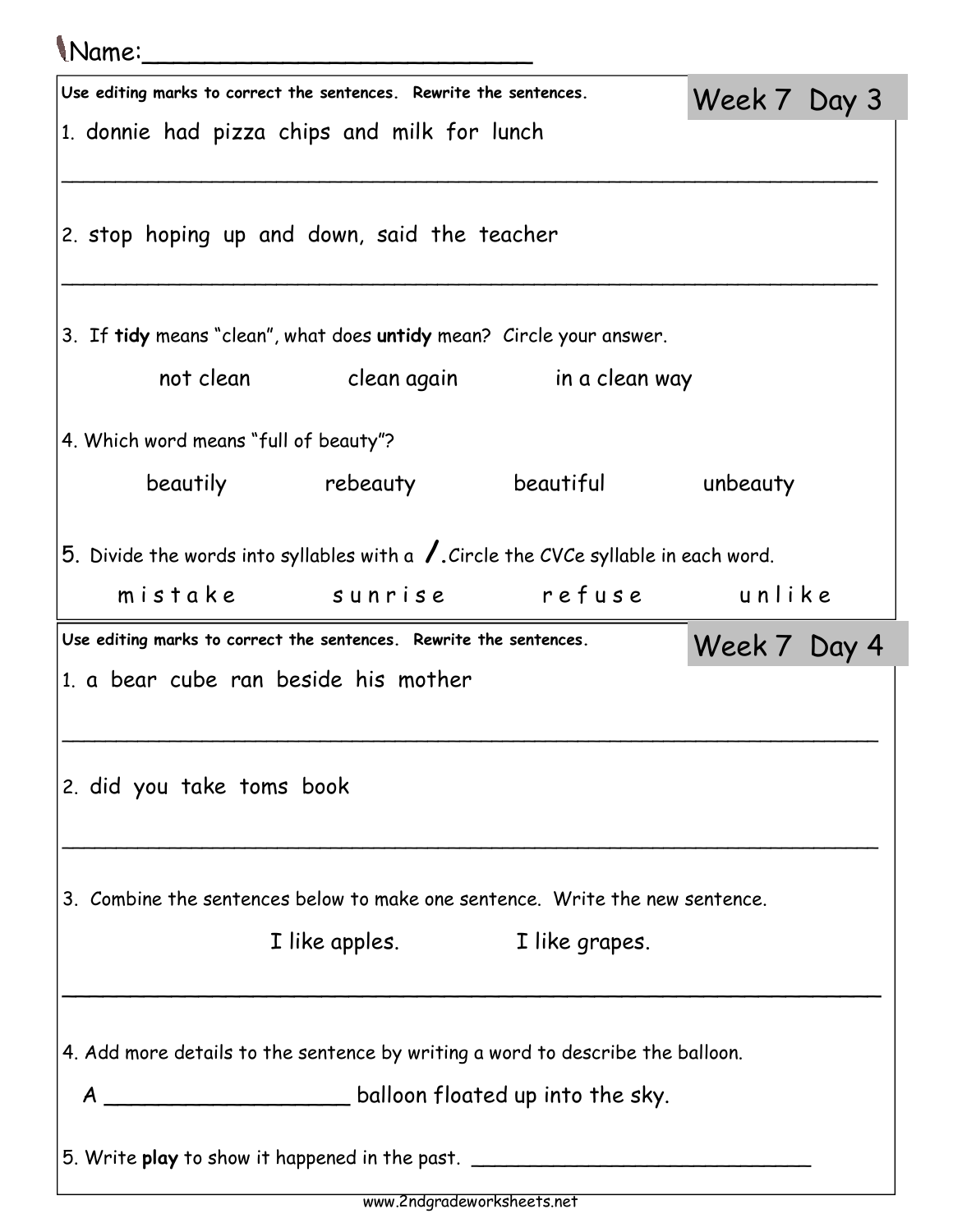Name:_________________________

## Week 7 Day 3

**Use editing marks to correct the sentences. Rewrite the sentences.**

1. donnie had pizza chips and milk for lunch

______________________________________________________________

2. stop hoping up and down, said the teacher

______________________________________________________________

3. If **tidy** means "clean", what does **untidy** mean? Circle your answer.

   not clean &nbsp;&nbsp;&nbsp;&nbsp; clean again &nbsp;&nbsp;&nbsp;&nbsp; in a clean way

4. Which word means "full of beauty"?

   beautily &nbsp;&nbsp;&nbsp;&nbsp; rebeauty &nbsp;&nbsp;&nbsp;&nbsp; beautiful &nbsp;&nbsp;&nbsp;&nbsp; unbeauty

5. Divide the words into syllables with a **/**. Circle the CVCe syllable in each word.

   m i s t a k e &nbsp;&nbsp;&nbsp;&nbsp; s u n r i s e &nbsp;&nbsp;&nbsp;&nbsp; r e f u s e &nbsp;&nbsp;&nbsp;&nbsp; u n l i k e

## Week 7 Day 4

**Use editing marks to correct the sentences. Rewrite the sentences.**

1. a bear cube ran beside his mother

______________________________________________________________

2. did you take toms book

______________________________________________________________

3. Combine the sentences below to make one sentence. Write the new sentence.

   I like apples. &nbsp;&nbsp;&nbsp;&nbsp; I like grapes.

______________________________________________________________

4. Add more details to the sentence by writing a word to describe the balloon.

   A ___________________ balloon floated up into the sky.

5. Write **play** to show it happened in the past. ____________________________

www.2ndgradeworksheets.net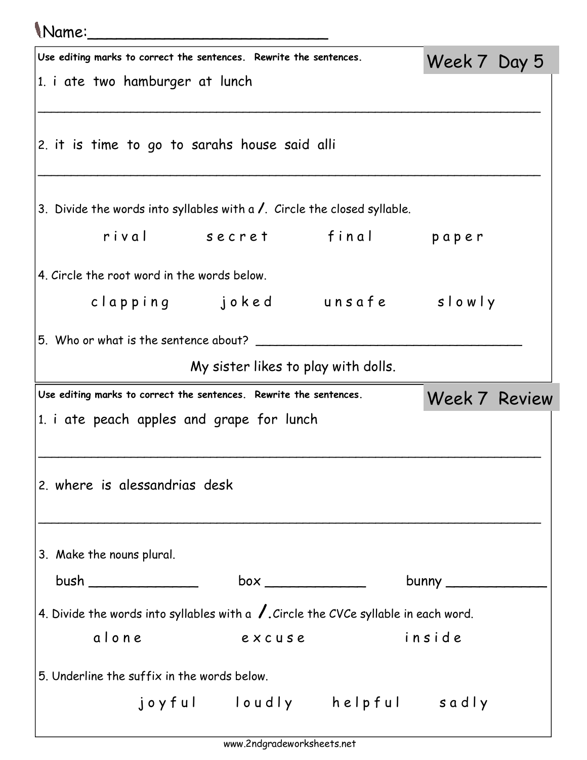Name:\_\_\_\_\_\_\_\_\_\_\_\_\_\_\_\_\_\_\_\_\_\_\_\_\_\_

## Week 7 Day 5

Use editing marks to correct the sentences. Rewrite the sentences.

1. i ate two hamburger at lunch

______________________________________________________________

2. it is time to go to sarahs house said alli

______________________________________________________________

3. Divide the words into syllables with a /. Circle the closed syllable.

r i v a l &nbsp;&nbsp;&nbsp;&nbsp; s e c r e t &nbsp;&nbsp;&nbsp;&nbsp; f i n a l &nbsp;&nbsp;&nbsp;&nbsp; p a p e r

4. Circle the root word in the words below.

c l a p p i n g &nbsp;&nbsp;&nbsp;&nbsp; j o k e d &nbsp;&nbsp;&nbsp;&nbsp; u n s a f e &nbsp;&nbsp;&nbsp;&nbsp; s l o w l y

5. Who or what is the sentence about? ________________________________

My sister likes to play with dolls.

## Week 7 Review

Use editing marks to correct the sentences. Rewrite the sentences.

1. i ate peach apples and grape for lunch

______________________________________________________________

2. where is alessandrias desk

______________________________________________________________

3. Make the nouns plural.

bush ______________ &nbsp;&nbsp;&nbsp;&nbsp; box ______________ &nbsp;&nbsp;&nbsp;&nbsp; bunny ______________

4. Divide the words into syllables with a /. Circle the CVCe syllable in each word.

a l o n e &nbsp;&nbsp;&nbsp;&nbsp; e x c u s e &nbsp;&nbsp;&nbsp;&nbsp; i n s i d e

5. Underline the suffix in the words below.

j o y f u l &nbsp;&nbsp;&nbsp;&nbsp; l o u d l y &nbsp;&nbsp;&nbsp;&nbsp; h e l p f u l &nbsp;&nbsp;&nbsp;&nbsp; s a d l y

www.2ndgradeworksheets.net